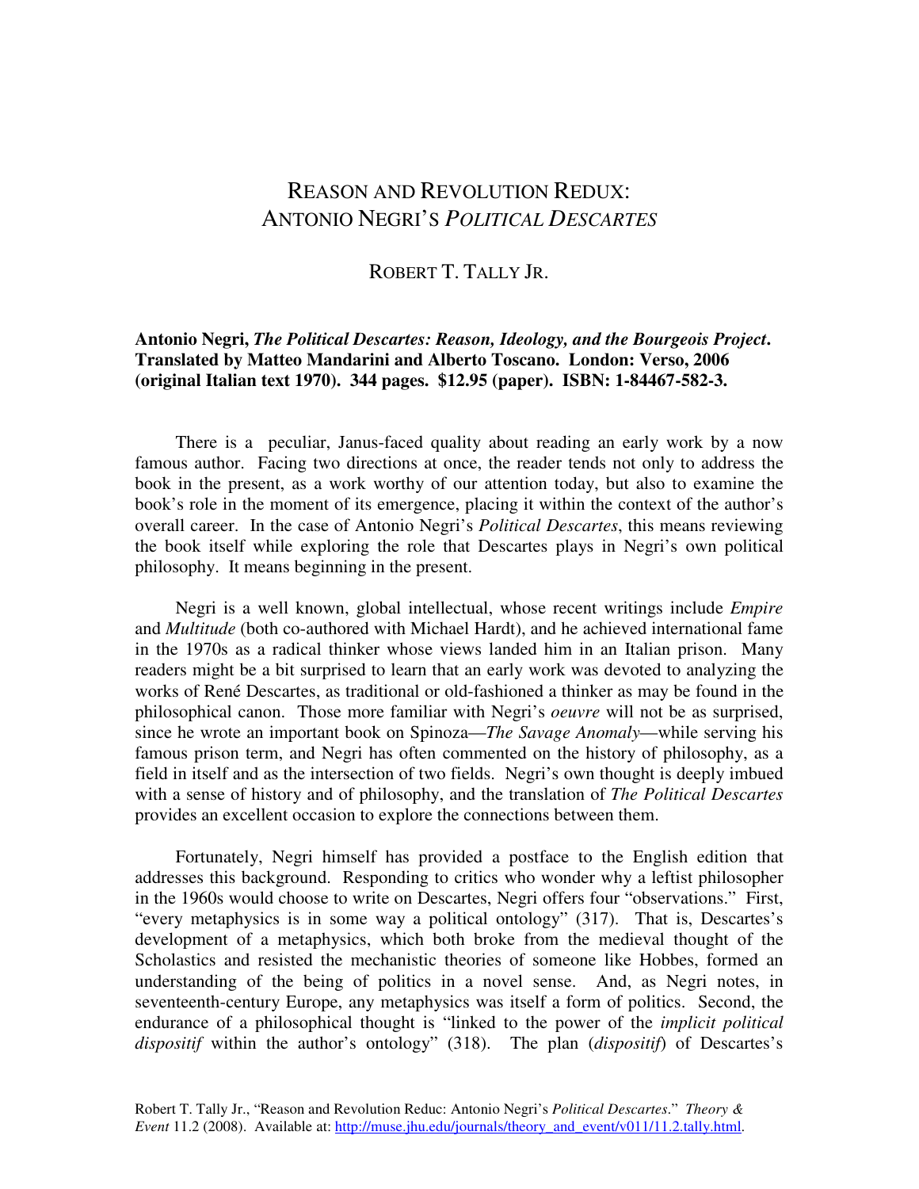# REASON AND REVOLUTION REDUX: ANTONIO NEGRI'S *POLITICAL DESCARTES*

ROBERT T. TALLY JR.

**Antonio Negri, *The Political Descartes: Reason, Ideology, and the Bourgeois Project*. Translated by Matteo Mandarini and Alberto Toscano. London: Verso, 2006 (original Italian text 1970). 344 pages. $12.95 (paper). ISBN: 1-84467-582-3.**

There is a peculiar, Janus-faced quality about reading an early work by a now famous author. Facing two directions at once, the reader tends not only to address the book in the present, as a work worthy of our attention today, but also to examine the book's role in the moment of its emergence, placing it within the context of the author's overall career. In the case of Antonio Negri's *Political Descartes*, this means reviewing the book itself while exploring the role that Descartes plays in Negri's own political philosophy. It means beginning in the present.

Negri is a well known, global intellectual, whose recent writings include *Empire* and *Multitude* (both co-authored with Michael Hardt), and he achieved international fame in the 1970s as a radical thinker whose views landed him in an Italian prison. Many readers might be a bit surprised to learn that an early work was devoted to analyzing the works of René Descartes, as traditional or old-fashioned a thinker as may be found in the philosophical canon. Those more familiar with Negri's *oeuvre* will not be as surprised, since he wrote an important book on Spinoza—*The Savage Anomaly*—while serving his famous prison term, and Negri has often commented on the history of philosophy, as a field in itself and as the intersection of two fields. Negri's own thought is deeply imbued with a sense of history and of philosophy, and the translation of *The Political Descartes* provides an excellent occasion to explore the connections between them.

Fortunately, Negri himself has provided a postface to the English edition that addresses this background. Responding to critics who wonder why a leftist philosopher in the 1960s would choose to write on Descartes, Negri offers four "observations." First, "every metaphysics is in some way a political ontology" (317). That is, Descartes's development of a metaphysics, which both broke from the medieval thought of the Scholastics and resisted the mechanistic theories of someone like Hobbes, formed an understanding of the being of politics in a novel sense. And, as Negri notes, in seventeenth-century Europe, any metaphysics was itself a form of politics. Second, the endurance of a philosophical thought is "linked to the power of the *implicit political dispositif* within the author's ontology" (318). The plan (*dispositif*) of Descartes's

Robert T. Tally Jr., "Reason and Revolution Reduc: Antonio Negri's *Political Descartes*." *Theory & Event* 11.2 (2008). Available at: http://muse.jhu.edu/journals/theory_and_event/v011/11.2.tally.html.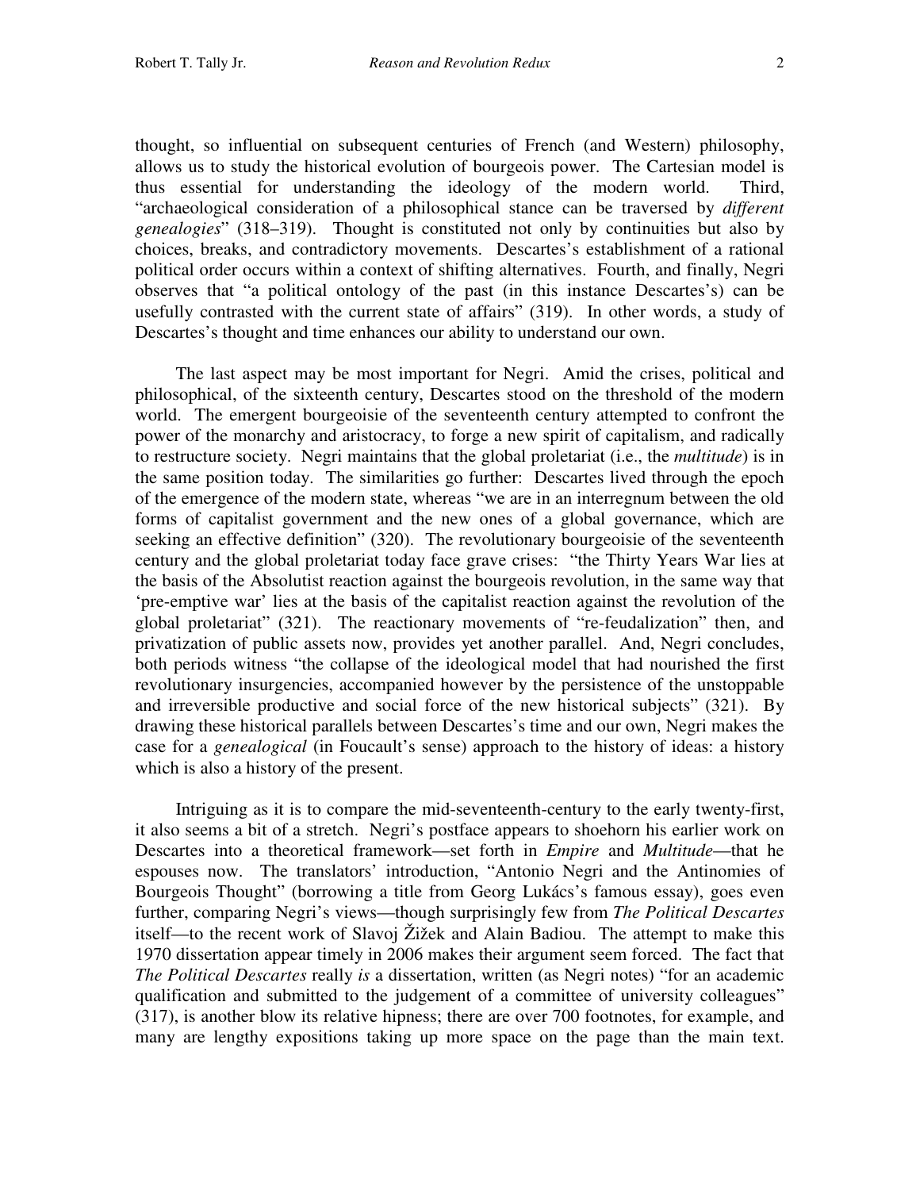thought, so influential on subsequent centuries of French (and Western) philosophy, allows us to study the historical evolution of bourgeois power. The Cartesian model is thus essential for understanding the ideology of the modern world. Third, "archaeological consideration of a philosophical stance can be traversed by *different genealogies*" (318–319). Thought is constituted not only by continuities but also by choices, breaks, and contradictory movements. Descartes's establishment of a rational political order occurs within a context of shifting alternatives. Fourth, and finally, Negri observes that "a political ontology of the past (in this instance Descartes's) can be usefully contrasted with the current state of affairs" (319). In other words, a study of Descartes's thought and time enhances our ability to understand our own.

The last aspect may be most important for Negri. Amid the crises, political and philosophical, of the sixteenth century, Descartes stood on the threshold of the modern world. The emergent bourgeoisie of the seventeenth century attempted to confront the power of the monarchy and aristocracy, to forge a new spirit of capitalism, and radically to restructure society. Negri maintains that the global proletariat (i.e., the *multitude*) is in the same position today. The similarities go further: Descartes lived through the epoch of the emergence of the modern state, whereas "we are in an interregnum between the old forms of capitalist government and the new ones of a global governance, which are seeking an effective definition" (320). The revolutionary bourgeoisie of the seventeenth century and the global proletariat today face grave crises: "the Thirty Years War lies at the basis of the Absolutist reaction against the bourgeois revolution, in the same way that 'pre-emptive war' lies at the basis of the capitalist reaction against the revolution of the global proletariat" (321). The reactionary movements of "re-feudalization" then, and privatization of public assets now, provides yet another parallel. And, Negri concludes, both periods witness "the collapse of the ideological model that had nourished the first revolutionary insurgencies, accompanied however by the persistence of the unstoppable and irreversible productive and social force of the new historical subjects" (321). By drawing these historical parallels between Descartes's time and our own, Negri makes the case for a *genealogical* (in Foucault's sense) approach to the history of ideas: a history which is also a history of the present.

Intriguing as it is to compare the mid-seventeenth-century to the early twenty-first, it also seems a bit of a stretch. Negri's postface appears to shoehorn his earlier work on Descartes into a theoretical framework—set forth in *Empire* and *Multitude*—that he espouses now. The translators' introduction, "Antonio Negri and the Antinomies of Bourgeois Thought" (borrowing a title from Georg Lukács's famous essay), goes even further, comparing Negri's views—though surprisingly few from *The Political Descartes* itself—to the recent work of Slavoj Žižek and Alain Badiou. The attempt to make this 1970 dissertation appear timely in 2006 makes their argument seem forced. The fact that *The Political Descartes* really *is* a dissertation, written (as Negri notes) "for an academic qualification and submitted to the judgement of a committee of university colleagues" (317), is another blow its relative hipness; there are over 700 footnotes, for example, and many are lengthy expositions taking up more space on the page than the main text.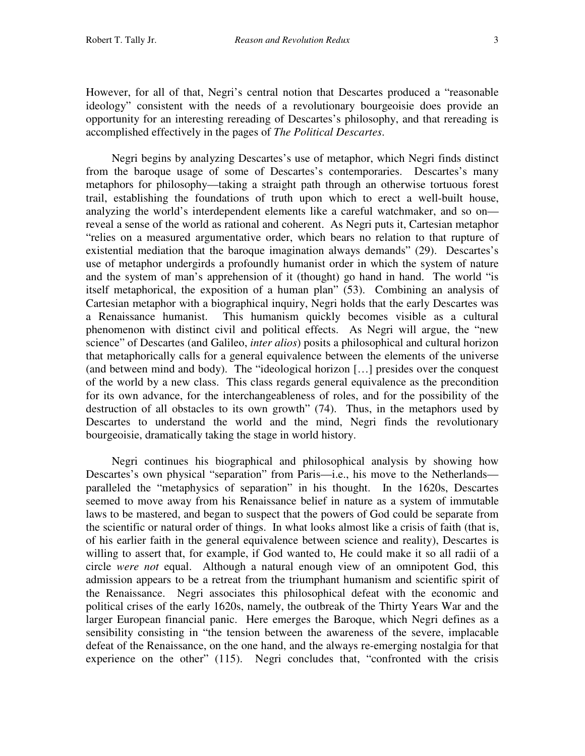However, for all of that, Negri's central notion that Descartes produced a "reasonable ideology" consistent with the needs of a revolutionary bourgeoisie does provide an opportunity for an interesting rereading of Descartes's philosophy, and that rereading is accomplished effectively in the pages of *The Political Descartes*.

Negri begins by analyzing Descartes's use of metaphor, which Negri finds distinct from the baroque usage of some of Descartes's contemporaries. Descartes's many metaphors for philosophy—taking a straight path through an otherwise tortuous forest trail, establishing the foundations of truth upon which to erect a well-built house, analyzing the world's interdependent elements like a careful watchmaker, and so on—reveal a sense of the world as rational and coherent. As Negri puts it, Cartesian metaphor "relies on a measured argumentative order, which bears no relation to that rupture of existential mediation that the baroque imagination always demands" (29). Descartes's use of metaphor undergirds a profoundly humanist order in which the system of nature and the system of man's apprehension of it (thought) go hand in hand. The world "is itself metaphorical, the exposition of a human plan" (53). Combining an analysis of Cartesian metaphor with a biographical inquiry, Negri holds that the early Descartes was a Renaissance humanist. This humanism quickly becomes visible as a cultural phenomenon with distinct civil and political effects. As Negri will argue, the "new science" of Descartes (and Galileo, *inter alios*) posits a philosophical and cultural horizon that metaphorically calls for a general equivalence between the elements of the universe (and between mind and body). The "ideological horizon […] presides over the conquest of the world by a new class. This class regards general equivalence as the precondition for its own advance, for the interchangeableness of roles, and for the possibility of the destruction of all obstacles to its own growth" (74). Thus, in the metaphors used by Descartes to understand the world and the mind, Negri finds the revolutionary bourgeoisie, dramatically taking the stage in world history.

Negri continues his biographical and philosophical analysis by showing how Descartes's own physical "separation" from Paris—i.e., his move to the Netherlands—paralleled the "metaphysics of separation" in his thought. In the 1620s, Descartes seemed to move away from his Renaissance belief in nature as a system of immutable laws to be mastered, and began to suspect that the powers of God could be separate from the scientific or natural order of things. In what looks almost like a crisis of faith (that is, of his earlier faith in the general equivalence between science and reality), Descartes is willing to assert that, for example, if God wanted to, He could make it so all radii of a circle *were not* equal. Although a natural enough view of an omnipotent God, this admission appears to be a retreat from the triumphant humanism and scientific spirit of the Renaissance. Negri associates this philosophical defeat with the economic and political crises of the early 1620s, namely, the outbreak of the Thirty Years War and the larger European financial panic. Here emerges the Baroque, which Negri defines as a sensibility consisting in "the tension between the awareness of the severe, implacable defeat of the Renaissance, on the one hand, and the always re-emerging nostalgia for that experience on the other" (115). Negri concludes that, "confronted with the crisis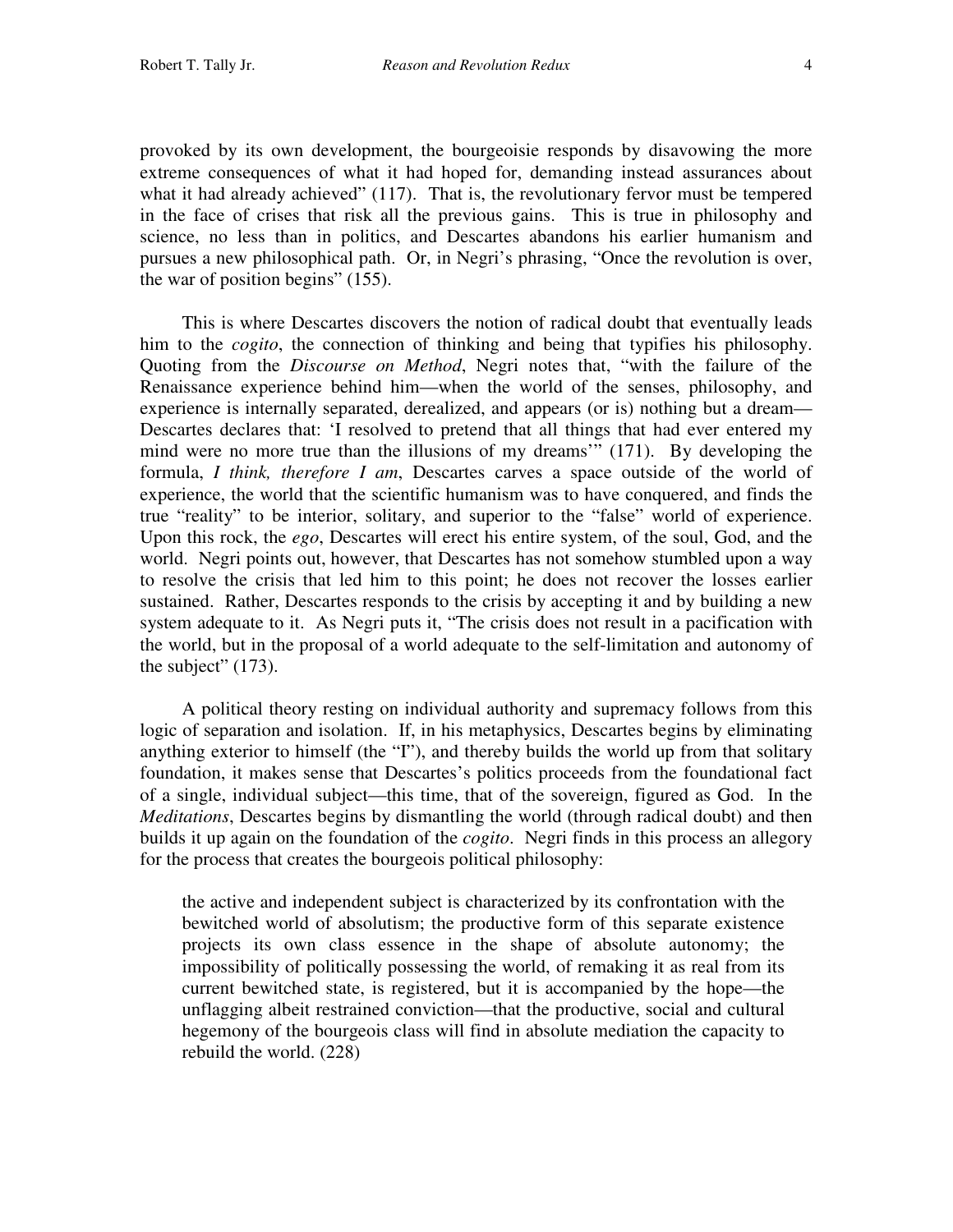provoked by its own development, the bourgeoisie responds by disavowing the more extreme consequences of what it had hoped for, demanding instead assurances about what it had already achieved" (117). That is, the revolutionary fervor must be tempered in the face of crises that risk all the previous gains. This is true in philosophy and science, no less than in politics, and Descartes abandons his earlier humanism and pursues a new philosophical path. Or, in Negri's phrasing, "Once the revolution is over, the war of position begins" (155).

This is where Descartes discovers the notion of radical doubt that eventually leads him to the *cogito*, the connection of thinking and being that typifies his philosophy. Quoting from the *Discourse on Method*, Negri notes that, "with the failure of the Renaissance experience behind him—when the world of the senses, philosophy, and experience is internally separated, derealized, and appears (or is) nothing but a dream—Descartes declares that: 'I resolved to pretend that all things that had ever entered my mind were no more true than the illusions of my dreams'" (171). By developing the formula, *I think, therefore I am*, Descartes carves a space outside of the world of experience, the world that the scientific humanism was to have conquered, and finds the true "reality" to be interior, solitary, and superior to the "false" world of experience. Upon this rock, the *ego*, Descartes will erect his entire system, of the soul, God, and the world. Negri points out, however, that Descartes has not somehow stumbled upon a way to resolve the crisis that led him to this point; he does not recover the losses earlier sustained. Rather, Descartes responds to the crisis by accepting it and by building a new system adequate to it. As Negri puts it, "The crisis does not result in a pacification with the world, but in the proposal of a world adequate to the self-limitation and autonomy of the subject" (173).

A political theory resting on individual authority and supremacy follows from this logic of separation and isolation. If, in his metaphysics, Descartes begins by eliminating anything exterior to himself (the "I"), and thereby builds the world up from that solitary foundation, it makes sense that Descartes's politics proceeds from the foundational fact of a single, individual subject—this time, that of the sovereign, figured as God. In the *Meditations*, Descartes begins by dismantling the world (through radical doubt) and then builds it up again on the foundation of the *cogito*. Negri finds in this process an allegory for the process that creates the bourgeois political philosophy:

> the active and independent subject is characterized by its confrontation with the bewitched world of absolutism; the productive form of this separate existence projects its own class essence in the shape of absolute autonomy; the impossibility of politically possessing the world, of remaking it as real from its current bewitched state, is registered, but it is accompanied by the hope—the unflagging albeit restrained conviction—that the productive, social and cultural hegemony of the bourgeois class will find in absolute mediation the capacity to rebuild the world. (228)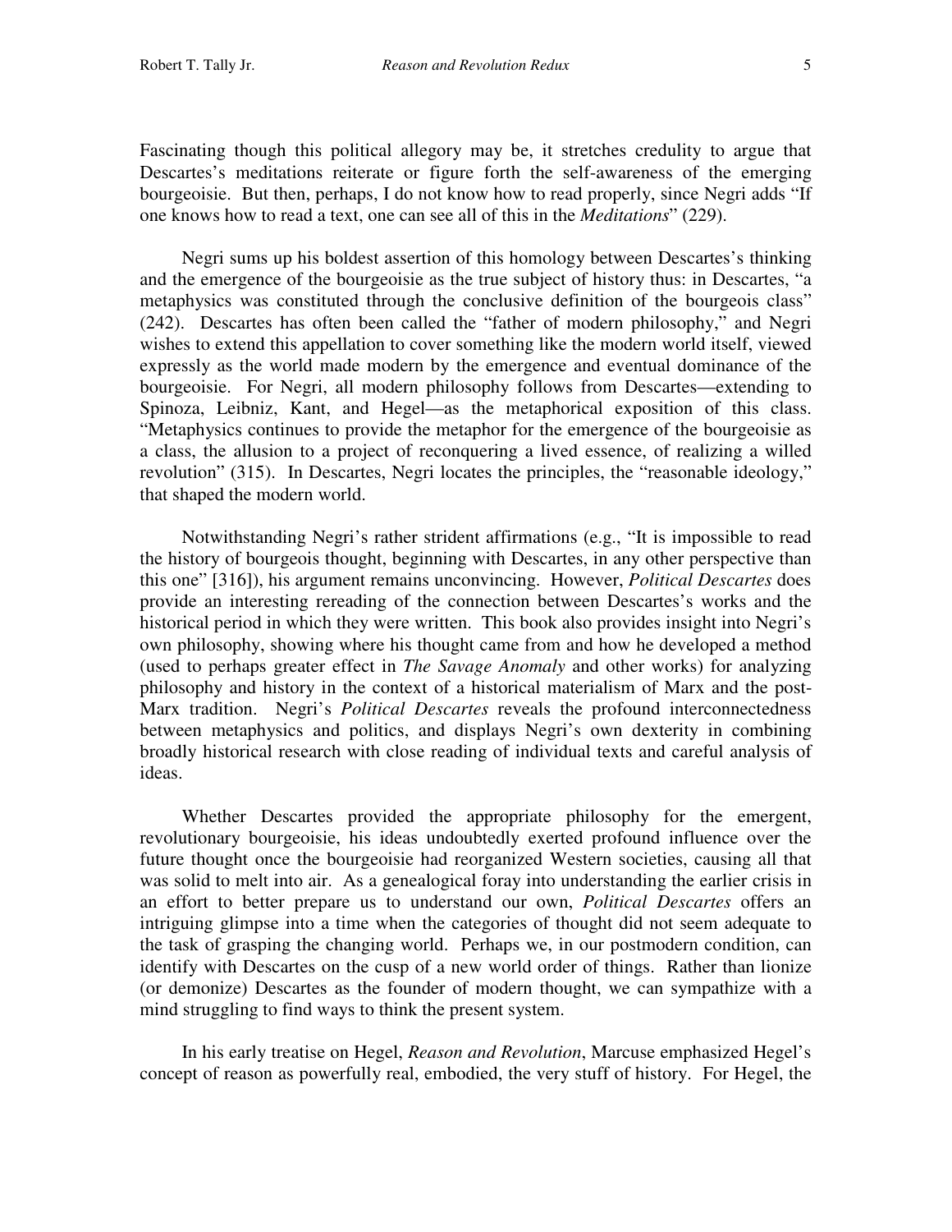Fascinating though this political allegory may be, it stretches credulity to argue that Descartes's meditations reiterate or figure forth the self-awareness of the emerging bourgeoisie. But then, perhaps, I do not know how to read properly, since Negri adds "If one knows how to read a text, one can see all of this in the *Meditations*" (229).

Negri sums up his boldest assertion of this homology between Descartes's thinking and the emergence of the bourgeoisie as the true subject of history thus: in Descartes, "a metaphysics was constituted through the conclusive definition of the bourgeois class" (242). Descartes has often been called the "father of modern philosophy," and Negri wishes to extend this appellation to cover something like the modern world itself, viewed expressly as the world made modern by the emergence and eventual dominance of the bourgeoisie. For Negri, all modern philosophy follows from Descartes—extending to Spinoza, Leibniz, Kant, and Hegel—as the metaphorical exposition of this class. "Metaphysics continues to provide the metaphor for the emergence of the bourgeoisie as a class, the allusion to a project of reconquering a lived essence, of realizing a willed revolution" (315). In Descartes, Negri locates the principles, the "reasonable ideology," that shaped the modern world.

Notwithstanding Negri's rather strident affirmations (e.g., "It is impossible to read the history of bourgeois thought, beginning with Descartes, in any other perspective than this one" [316]), his argument remains unconvincing. However, *Political Descartes* does provide an interesting rereading of the connection between Descartes's works and the historical period in which they were written. This book also provides insight into Negri's own philosophy, showing where his thought came from and how he developed a method (used to perhaps greater effect in *The Savage Anomaly* and other works) for analyzing philosophy and history in the context of a historical materialism of Marx and the post-Marx tradition. Negri's *Political Descartes* reveals the profound interconnectedness between metaphysics and politics, and displays Negri's own dexterity in combining broadly historical research with close reading of individual texts and careful analysis of ideas.

Whether Descartes provided the appropriate philosophy for the emergent, revolutionary bourgeoisie, his ideas undoubtedly exerted profound influence over the future thought once the bourgeoisie had reorganized Western societies, causing all that was solid to melt into air. As a genealogical foray into understanding the earlier crisis in an effort to better prepare us to understand our own, *Political Descartes* offers an intriguing glimpse into a time when the categories of thought did not seem adequate to the task of grasping the changing world. Perhaps we, in our postmodern condition, can identify with Descartes on the cusp of a new world order of things. Rather than lionize (or demonize) Descartes as the founder of modern thought, we can sympathize with a mind struggling to find ways to think the present system.

In his early treatise on Hegel, *Reason and Revolution*, Marcuse emphasized Hegel's concept of reason as powerfully real, embodied, the very stuff of history. For Hegel, the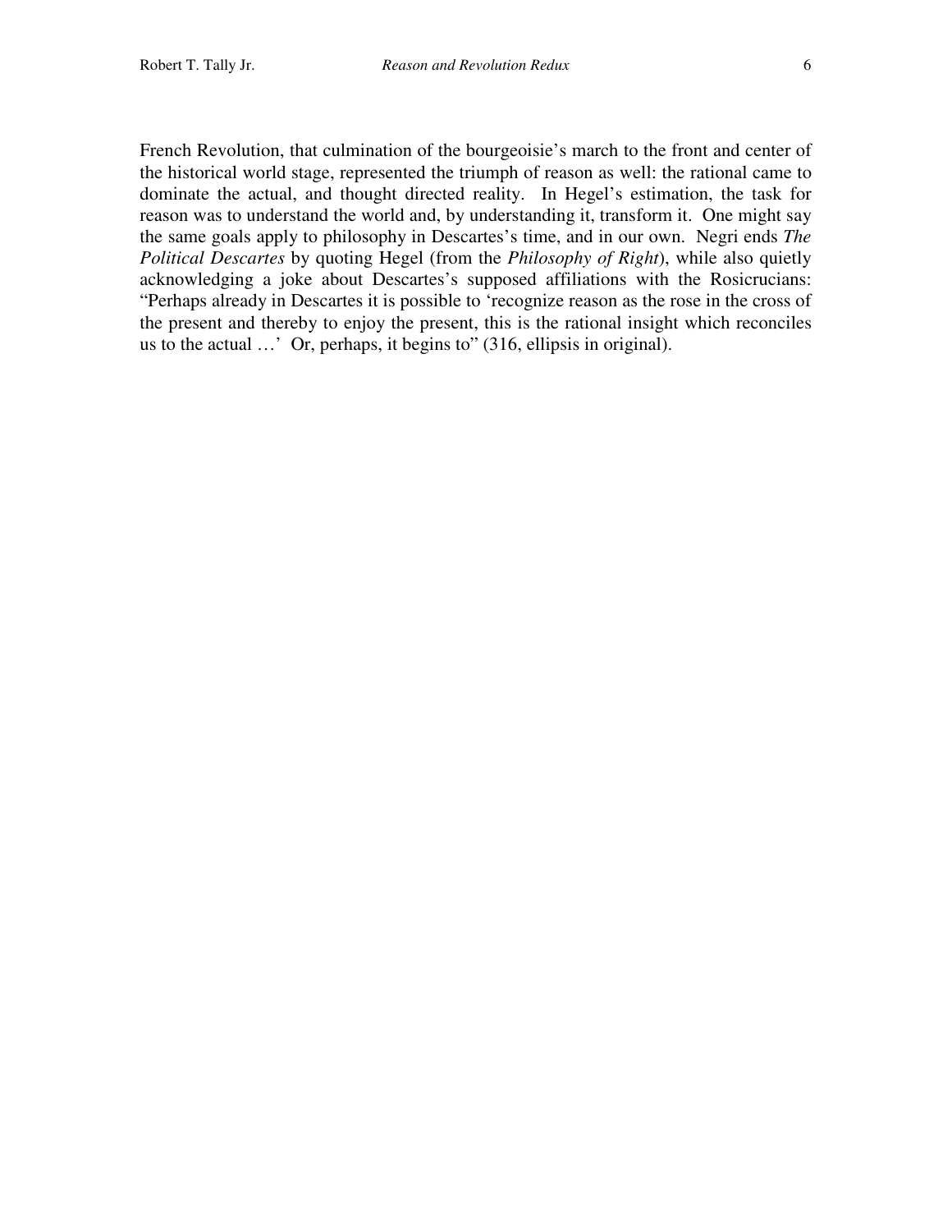French Revolution, that culmination of the bourgeoisie's march to the front and center of the historical world stage, represented the triumph of reason as well: the rational came to dominate the actual, and thought directed reality. In Hegel's estimation, the task for reason was to understand the world and, by understanding it, transform it. One might say the same goals apply to philosophy in Descartes's time, and in our own. Negri ends *The Political Descartes* by quoting Hegel (from the *Philosophy of Right*), while also quietly acknowledging a joke about Descartes's supposed affiliations with the Rosicrucians: "Perhaps already in Descartes it is possible to 'recognize reason as the rose in the cross of the present and thereby to enjoy the present, this is the rational insight which reconciles us to the actual …' Or, perhaps, it begins to" (316, ellipsis in original).